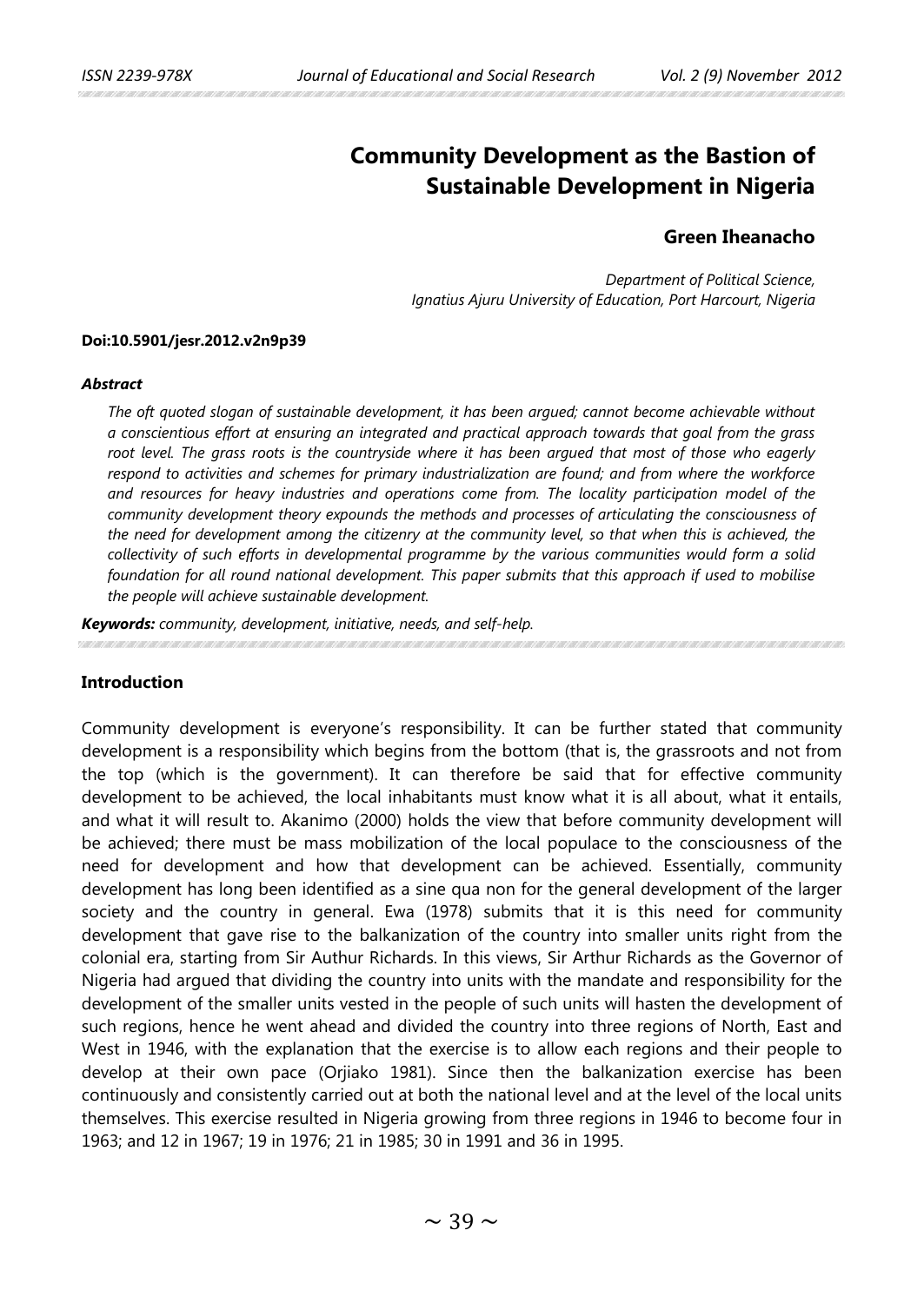# Community Development as the Bastion of Sustainable Development in Nigeria

**Green Iheanacho**

*Department of Political Science,*
*Ignatius Ajuru University of Education, Port Harcourt, Nigeria*

**Doi:10.5901/jesr.2012.v2n9p39**

***Abstract***

*The oft quoted slogan of sustainable development, it has been argued; cannot become achievable without a conscientious effort at ensuring an integrated and practical approach towards that goal from the grass root level. The grass roots is the countryside where it has been argued that most of those who eagerly respond to activities and schemes for primary industrialization are found; and from where the workforce and resources for heavy industries and operations come from. The locality participation model of the community development theory expounds the methods and processes of articulating the consciousness of the need for development among the citizenry at the community level, so that when this is achieved, the collectivity of such efforts in developmental programme by the various communities would form a solid foundation for all round national development. This paper submits that this approach if used to mobilise the people will achieve sustainable development.*

***Keywords:*** *community, development, initiative, needs, and self-help.*

## Introduction

Community development is everyone's responsibility. It can be further stated that community development is a responsibility which begins from the bottom (that is, the grassroots and not from the top (which is the government). It can therefore be said that for effective community development to be achieved, the local inhabitants must know what it is all about, what it entails, and what it will result to. Akanimo (2000) holds the view that before community development will be achieved; there must be mass mobilization of the local populace to the consciousness of the need for development and how that development can be achieved. Essentially, community development has long been identified as a sine qua non for the general development of the larger society and the country in general. Ewa (1978) submits that it is this need for community development that gave rise to the balkanization of the country into smaller units right from the colonial era, starting from Sir Authur Richards. In this views, Sir Arthur Richards as the Governor of Nigeria had argued that dividing the country into units with the mandate and responsibility for the development of the smaller units vested in the people of such units will hasten the development of such regions, hence he went ahead and divided the country into three regions of North, East and West in 1946, with the explanation that the exercise is to allow each regions and their people to develop at their own pace (Orjiako 1981). Since then the balkanization exercise has been continuously and consistently carried out at both the national level and at the level of the local units themselves. This exercise resulted in Nigeria growing from three regions in 1946 to become four in 1963; and 12 in 1967; 19 in 1976; 21 in 1985; 30 in 1991 and 36 in 1995.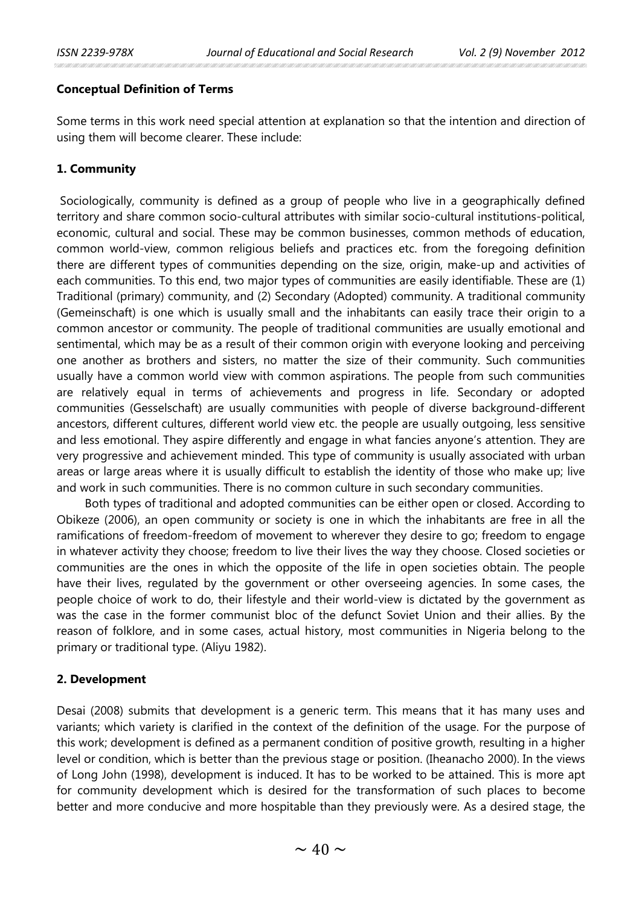**Conceptual Definition of Terms**

Some terms in this work need special attention at explanation so that the intention and direction of using them will become clearer. These include:

**1. Community**

Sociologically, community is defined as a group of people who live in a geographically defined territory and share common socio-cultural attributes with similar socio-cultural institutions-political, economic, cultural and social. These may be common businesses, common methods of education, common world-view, common religious beliefs and practices etc. from the foregoing definition there are different types of communities depending on the size, origin, make-up and activities of each communities. To this end, two major types of communities are easily identifiable. These are (1) Traditional (primary) community, and (2) Secondary (Adopted) community. A traditional community (Gemeinschaft) is one which is usually small and the inhabitants can easily trace their origin to a common ancestor or community. The people of traditional communities are usually emotional and sentimental, which may be as a result of their common origin with everyone looking and perceiving one another as brothers and sisters, no matter the size of their community. Such communities usually have a common world view with common aspirations. The people from such communities are relatively equal in terms of achievements and progress in life. Secondary or adopted communities (Gesselschaft) are usually communities with people of diverse background-different ancestors, different cultures, different world view etc. the people are usually outgoing, less sensitive and less emotional. They aspire differently and engage in what fancies anyone's attention. They are very progressive and achievement minded. This type of community is usually associated with urban areas or large areas where it is usually difficult to establish the identity of those who make up; live and work in such communities. There is no common culture in such secondary communities.

Both types of traditional and adopted communities can be either open or closed. According to Obikeze (2006), an open community or society is one in which the inhabitants are free in all the ramifications of freedom-freedom of movement to wherever they desire to go; freedom to engage in whatever activity they choose; freedom to live their lives the way they choose. Closed societies or communities are the ones in which the opposite of the life in open societies obtain. The people have their lives, regulated by the government or other overseeing agencies. In some cases, the people choice of work to do, their lifestyle and their world-view is dictated by the government as was the case in the former communist bloc of the defunct Soviet Union and their allies. By the reason of folklore, and in some cases, actual history, most communities in Nigeria belong to the primary or traditional type. (Aliyu 1982).

**2. Development**

Desai (2008) submits that development is a generic term. This means that it has many uses and variants; which variety is clarified in the context of the definition of the usage. For the purpose of this work; development is defined as a permanent condition of positive growth, resulting in a higher level or condition, which is better than the previous stage or position. (Iheanacho 2000). In the views of Long John (1998), development is induced. It has to be worked to be attained. This is more apt for community development which is desired for the transformation of such places to become better and more conducive and more hospitable than they previously were. As a desired stage, the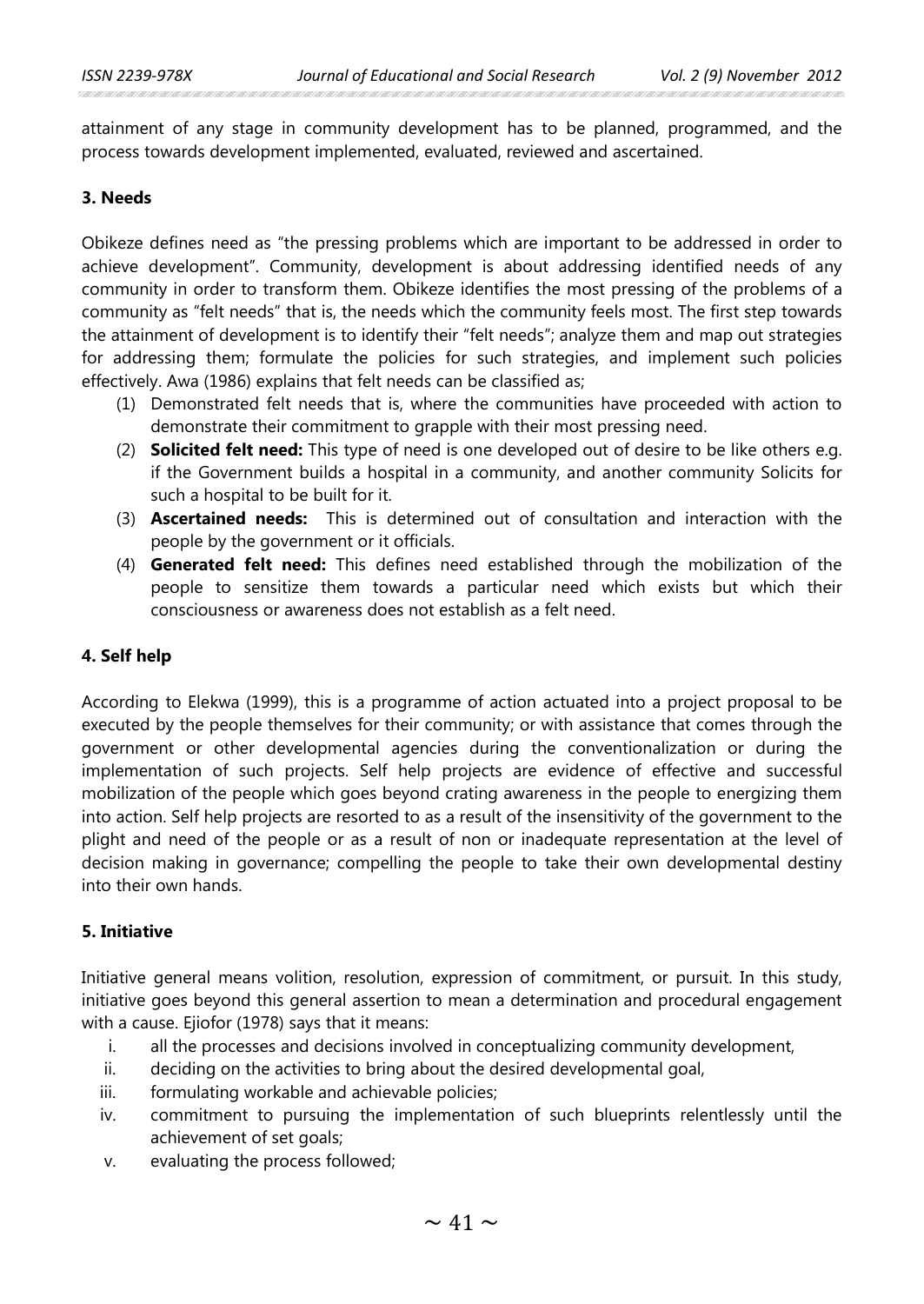attainment of any stage in community development has to be planned, programmed, and the process towards development implemented, evaluated, reviewed and ascertained.

### 3. Needs

Obikeze defines need as "the pressing problems which are important to be addressed in order to achieve development". Community, development is about addressing identified needs of any community in order to transform them. Obikeze identifies the most pressing of the problems of a community as "felt needs" that is, the needs which the community feels most. The first step towards the attainment of development is to identify their "felt needs"; analyze them and map out strategies for addressing them; formulate the policies for such strategies, and implement such policies effectively. Awa (1986) explains that felt needs can be classified as;

(1) Demonstrated felt needs that is, where the communities have proceeded with action to demonstrate their commitment to grapple with their most pressing need.
(2) **Solicited felt need:** This type of need is one developed out of desire to be like others e.g. if the Government builds a hospital in a community, and another community Solicits for such a hospital to be built for it.
(3) **Ascertained needs:** This is determined out of consultation and interaction with the people by the government or it officials.
(4) **Generated felt need:** This defines need established through the mobilization of the people to sensitize them towards a particular need which exists but which their consciousness or awareness does not establish as a felt need.

### 4. Self help

According to Elekwa (1999), this is a programme of action actuated into a project proposal to be executed by the people themselves for their community; or with assistance that comes through the government or other developmental agencies during the conventionalization or during the implementation of such projects. Self help projects are evidence of effective and successful mobilization of the people which goes beyond crating awareness in the people to energizing them into action. Self help projects are resorted to as a result of the insensitivity of the government to the plight and need of the people or as a result of non or inadequate representation at the level of decision making in governance; compelling the people to take their own developmental destiny into their own hands.

### 5. Initiative

Initiative general means volition, resolution, expression of commitment, or pursuit. In this study, initiative goes beyond this general assertion to mean a determination and procedural engagement with a cause. Ejiofor (1978) says that it means:

i. all the processes and decisions involved in conceptualizing community development,
ii. deciding on the activities to bring about the desired developmental goal,
iii. formulating workable and achievable policies;
iv. commitment to pursuing the implementation of such blueprints relentlessly until the achievement of set goals;
v. evaluating the process followed;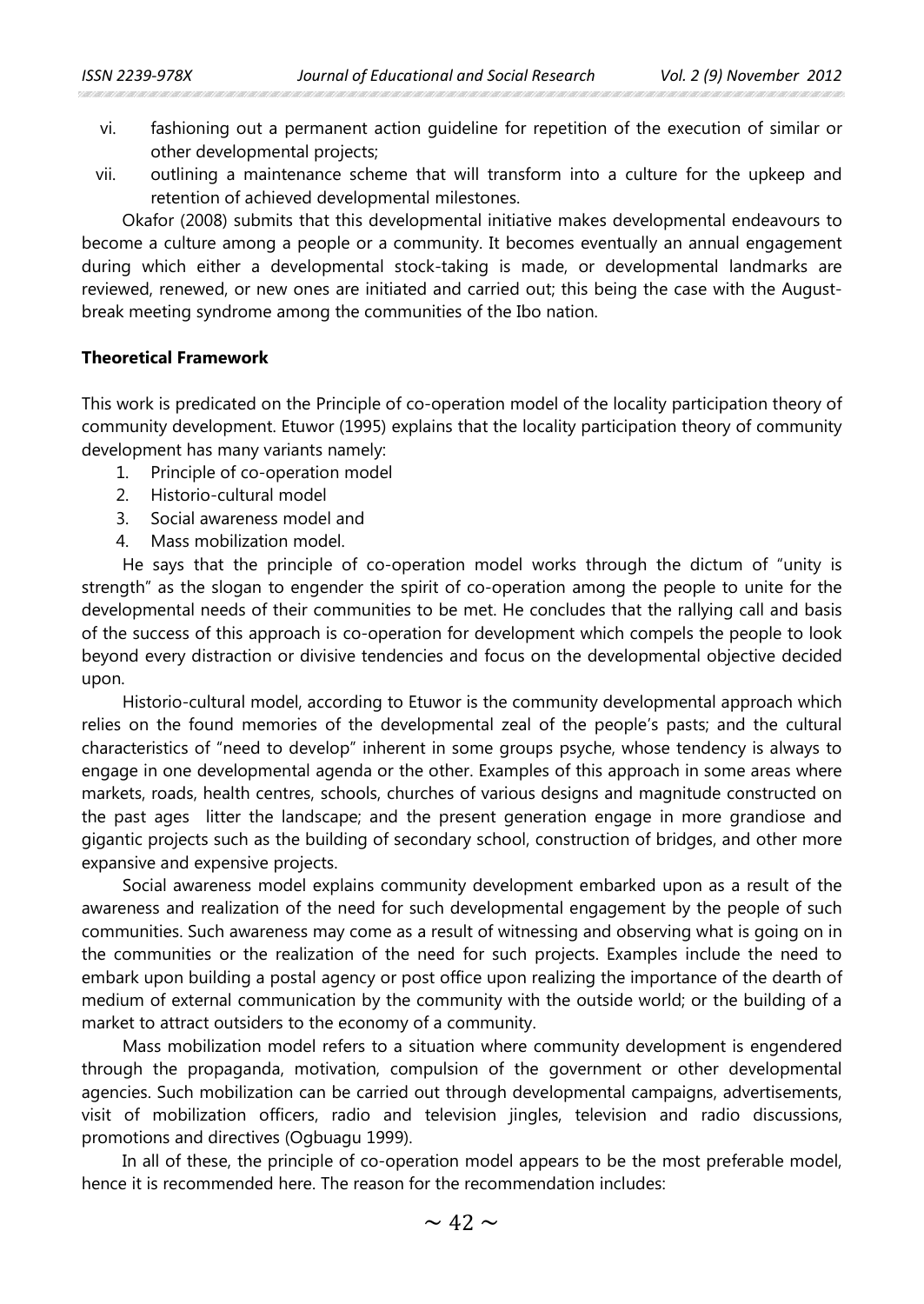vi. fashioning out a permanent action guideline for repetition of the execution of similar or other developmental projects;

vii. outlining a maintenance scheme that will transform into a culture for the upkeep and retention of achieved developmental milestones.

Okafor (2008) submits that this developmental initiative makes developmental endeavours to become a culture among a people or a community. It becomes eventually an annual engagement during which either a developmental stock-taking is made, or developmental landmarks are reviewed, renewed, or new ones are initiated and carried out; this being the case with the August-break meeting syndrome among the communities of the Ibo nation.

**Theoretical Framework**

This work is predicated on the Principle of co-operation model of the locality participation theory of community development. Etuwor (1995) explains that the locality participation theory of community development has many variants namely:

1. Principle of co-operation model
2. Historio-cultural model
3. Social awareness model and
4. Mass mobilization model.

He says that the principle of co-operation model works through the dictum of "unity is strength" as the slogan to engender the spirit of co-operation among the people to unite for the developmental needs of their communities to be met. He concludes that the rallying call and basis of the success of this approach is co-operation for development which compels the people to look beyond every distraction or divisive tendencies and focus on the developmental objective decided upon.

Historio-cultural model, according to Etuwor is the community developmental approach which relies on the found memories of the developmental zeal of the people's pasts; and the cultural characteristics of "need to develop" inherent in some groups psyche, whose tendency is always to engage in one developmental agenda or the other. Examples of this approach in some areas where markets, roads, health centres, schools, churches of various designs and magnitude constructed on the past ages litter the landscape; and the present generation engage in more grandiose and gigantic projects such as the building of secondary school, construction of bridges, and other more expansive and expensive projects.

Social awareness model explains community development embarked upon as a result of the awareness and realization of the need for such developmental engagement by the people of such communities. Such awareness may come as a result of witnessing and observing what is going on in the communities or the realization of the need for such projects. Examples include the need to embark upon building a postal agency or post office upon realizing the importance of the dearth of medium of external communication by the community with the outside world; or the building of a market to attract outsiders to the economy of a community.

Mass mobilization model refers to a situation where community development is engendered through the propaganda, motivation, compulsion of the government or other developmental agencies. Such mobilization can be carried out through developmental campaigns, advertisements, visit of mobilization officers, radio and television jingles, television and radio discussions, promotions and directives (Ogbuagu 1999).

In all of these, the principle of co-operation model appears to be the most preferable model, hence it is recommended here. The reason for the recommendation includes: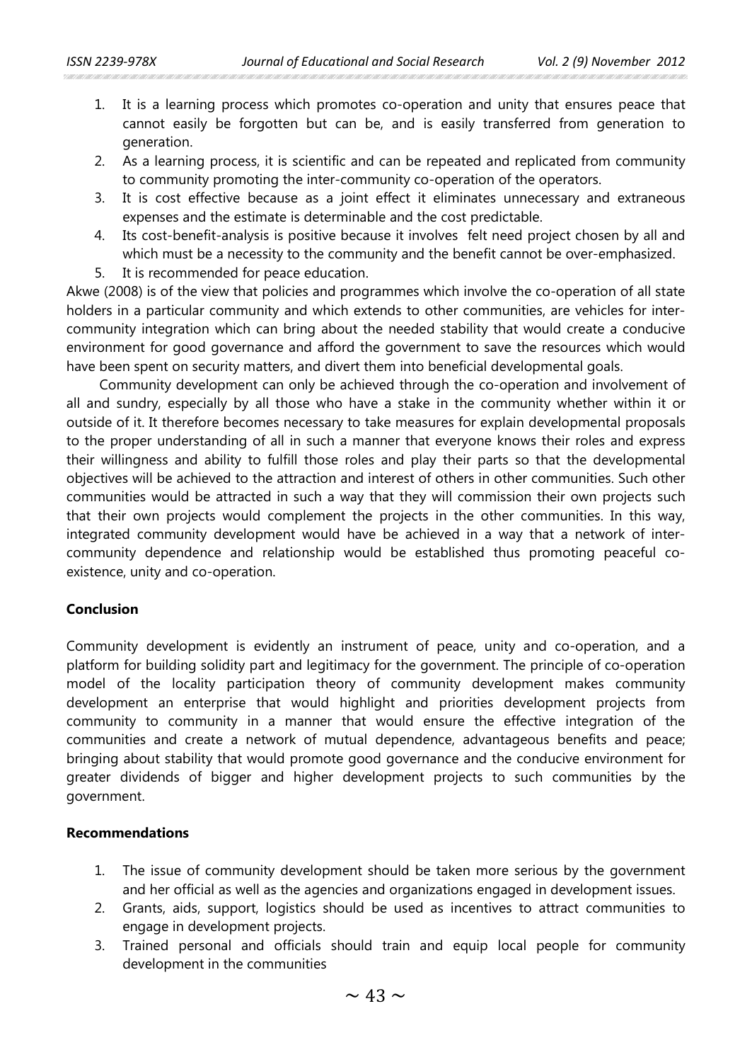1. It is a learning process which promotes co-operation and unity that ensures peace that cannot easily be forgotten but can be, and is easily transferred from generation to generation.
2. As a learning process, it is scientific and can be repeated and replicated from community to community promoting the inter-community co-operation of the operators.
3. It is cost effective because as a joint effect it eliminates unnecessary and extraneous expenses and the estimate is determinable and the cost predictable.
4. Its cost-benefit-analysis is positive because it involves felt need project chosen by all and which must be a necessity to the community and the benefit cannot be over-emphasized.
5. It is recommended for peace education.

Akwe (2008) is of the view that policies and programmes which involve the co-operation of all state holders in a particular community and which extends to other communities, are vehicles for inter-community integration which can bring about the needed stability that would create a conducive environment for good governance and afford the government to save the resources which would have been spent on security matters, and divert them into beneficial developmental goals.

Community development can only be achieved through the co-operation and involvement of all and sundry, especially by all those who have a stake in the community whether within it or outside of it. It therefore becomes necessary to take measures for explain developmental proposals to the proper understanding of all in such a manner that everyone knows their roles and express their willingness and ability to fulfill those roles and play their parts so that the developmental objectives will be achieved to the attraction and interest of others in other communities. Such other communities would be attracted in such a way that they will commission their own projects such that their own projects would complement the projects in the other communities. In this way, integrated community development would have be achieved in a way that a network of inter-community dependence and relationship would be established thus promoting peaceful co-existence, unity and co-operation.

**Conclusion**

Community development is evidently an instrument of peace, unity and co-operation, and a platform for building solidity part and legitimacy for the government. The principle of co-operation model of the locality participation theory of community development makes community development an enterprise that would highlight and priorities development projects from community to community in a manner that would ensure the effective integration of the communities and create a network of mutual dependence, advantageous benefits and peace; bringing about stability that would promote good governance and the conducive environment for greater dividends of bigger and higher development projects to such communities by the government.

**Recommendations**

1. The issue of community development should be taken more serious by the government and her official as well as the agencies and organizations engaged in development issues.
2. Grants, aids, support, logistics should be used as incentives to attract communities to engage in development projects.
3. Trained personal and officials should train and equip local people for community development in the communities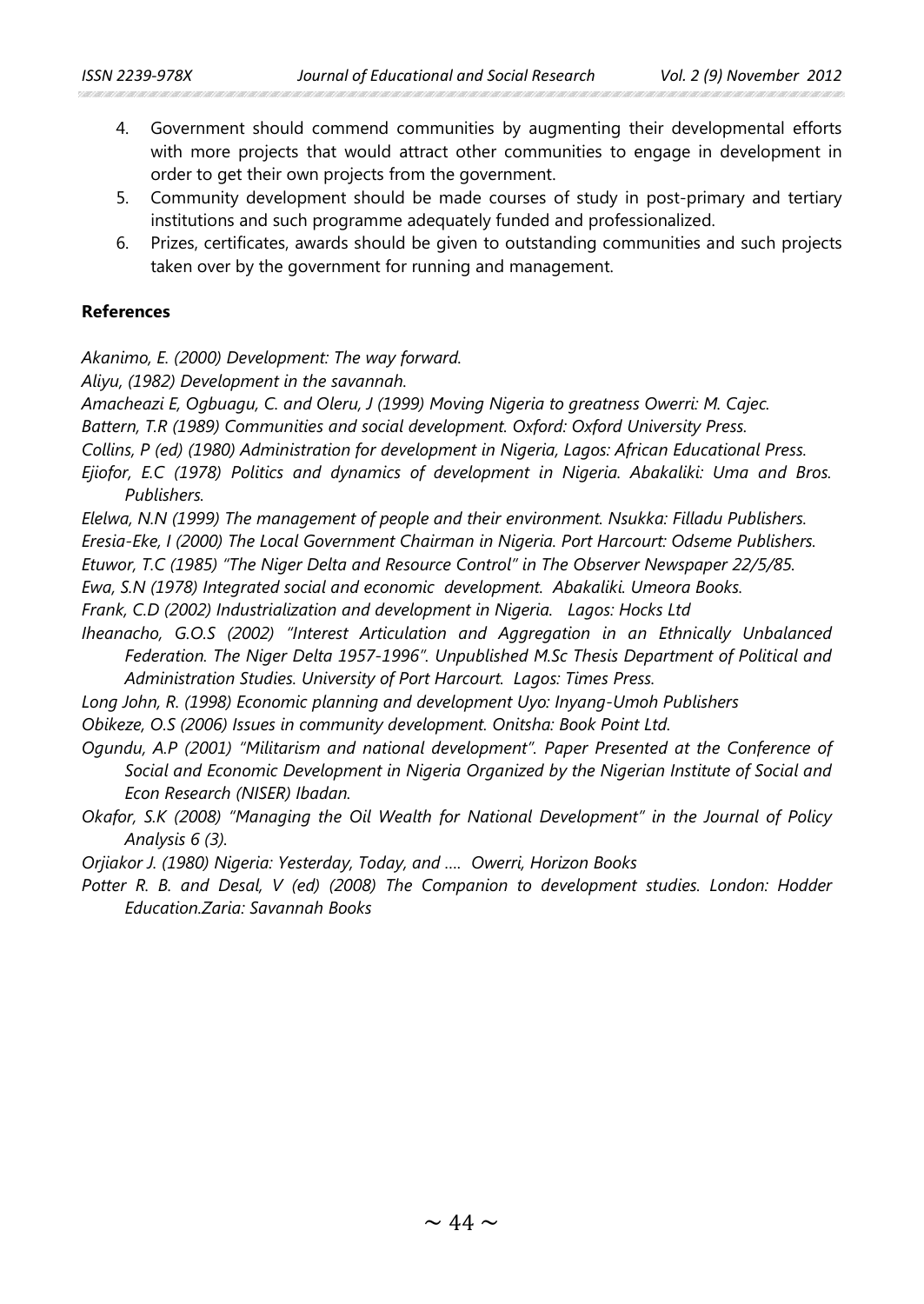4. Government should commend communities by augmenting their developmental efforts with more projects that would attract other communities to engage in development in order to get their own projects from the government.
5. Community development should be made courses of study in post-primary and tertiary institutions and such programme adequately funded and professionalized.
6. Prizes, certificates, awards should be given to outstanding communities and such projects taken over by the government for running and management.

**References**

*Akanimo, E. (2000) Development: The way forward.*

*Aliyu, (1982) Development in the savannah.*

*Amacheazi E, Ogbuagu, C. and Oleru, J (1999) Moving Nigeria to greatness Owerri: M. Cajec.*

*Battern, T.R (1989) Communities and social development. Oxford: Oxford University Press.*

*Collins, P (ed) (1980) Administration for development in Nigeria, Lagos: African Educational Press.*

*Ejiofor, E.C (1978) Politics and dynamics of development in Nigeria. Abakaliki: Uma and Bros. Publishers.*

*Elelwa, N.N (1999) The management of people and their environment. Nsukka: Filladu Publishers.*

*Eresia-Eke, I (2000) The Local Government Chairman in Nigeria. Port Harcourt: Odseme Publishers.*

*Etuwor, T.C (1985) "The Niger Delta and Resource Control" in The Observer Newspaper 22/5/85.*

*Ewa, S.N (1978) Integrated social and economic development. Abakaliki. Umeora Books.*

*Frank, C.D (2002) Industrialization and development in Nigeria. Lagos: Hocks Ltd*

*Iheanacho, G.O.S (2002) "Interest Articulation and Aggregation in an Ethnically Unbalanced Federation. The Niger Delta 1957-1996". Unpublished M.Sc Thesis Department of Political and Administration Studies. University of Port Harcourt. Lagos: Times Press.*

*Long John, R. (1998) Economic planning and development Uyo: Inyang-Umoh Publishers*

*Obikeze, O.S (2006) Issues in community development. Onitsha: Book Point Ltd.*

*Ogundu, A.P (2001) "Militarism and national development". Paper Presented at the Conference of Social and Economic Development in Nigeria Organized by the Nigerian Institute of Social and Econ Research (NISER) Ibadan.*

*Okafor, S.K (2008) "Managing the Oil Wealth for National Development" in the Journal of Policy Analysis 6 (3).*

*Orjiakor J. (1980) Nigeria: Yesterday, Today, and …. Owerri, Horizon Books*

*Potter R. B. and Desal, V (ed) (2008) The Companion to development studies. London: Hodder Education.Zaria: Savannah Books*